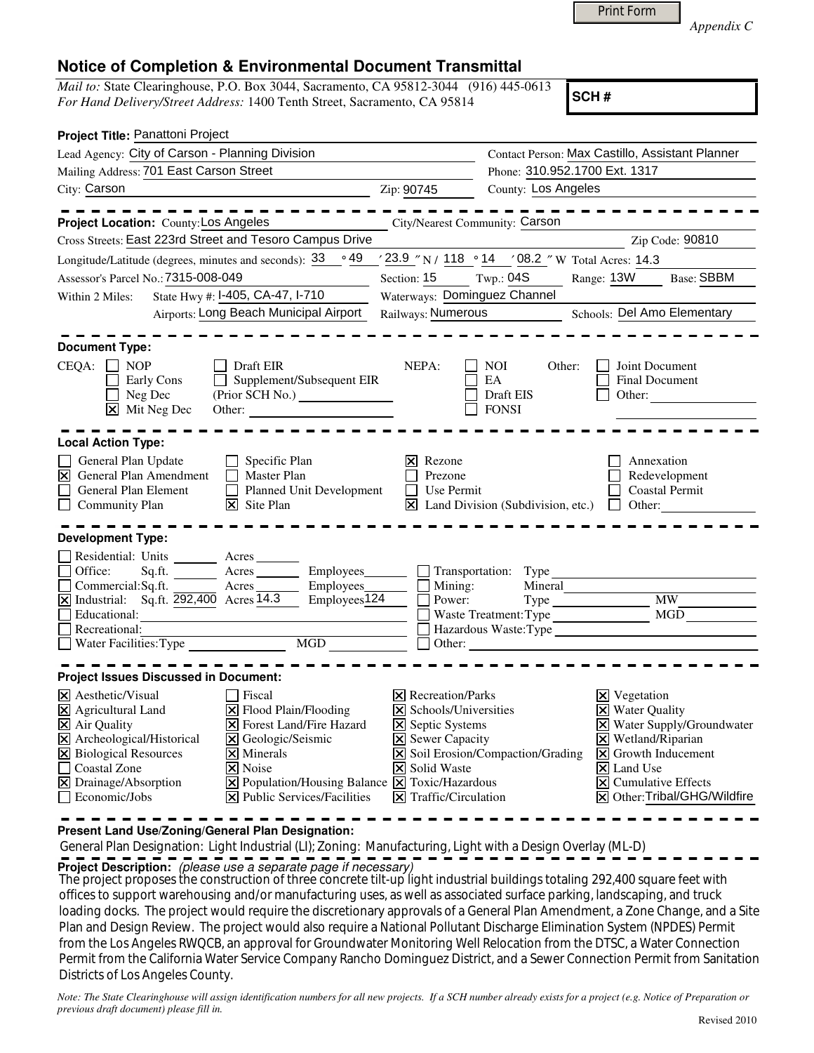*Appendix C*

# Notice of Completion & Environmental Document Transmittal

*Mail to:* State Clearinghouse, P.O. Box 3044, Sacramento, CA 95812-3044 (916) 445-0613
*For Hand Delivery/Street Address:* 1400 Tenth Street, Sacramento, CA 95814

**SCH #**

**Project Title:** Panattoni Project

Lead Agency: City of Carson - Planning Division
Contact Person: Max Castillo, Assistant Planner
Mailing Address: 701 East Carson Street
Phone: 310.952.1700 Ext. 1317
City: Carson
Zip: 90745
County: Los Angeles

---

**Project Location:** County: Los Angeles
City/Nearest Community: Carson
Cross Streets: East 223rd Street and Tesoro Campus Drive
Zip Code: 90810
Longitude/Latitude (degrees, minutes and seconds): 33 ° 49 ′ 23.9 ″ N / 118 ° 14 ′ 08.2 ″ W Total Acres: 14.3
Assessor's Parcel No.: 7315-008-049
Section: 15 Twp.: 04S Range: 13W Base: SBBM
Within 2 Miles: State Hwy #: I-405, CA-47, I-710
Waterways: Dominguez Channel
Airports: Long Beach Municipal Airport
Railways: Numerous
Schools: Del Amo Elementary

---

**Document Type:**

CEQA:
- ☐ NOP
- ☐ Early Cons
- ☐ Neg Dec
- ☒ Mit Neg Dec
- ☐ Draft EIR
- ☐ Supplement/Subsequent EIR (Prior SCH No.) ______
- Other: ______

NEPA:
- ☐ NOI
- ☐ EA
- ☐ Draft EIS
- ☐ FONSI

Other:
- ☐ Joint Document
- ☐ Final Document
- ☐ Other: ______

---

**Local Action Type:**

- ☐ General Plan Update
- ☒ General Plan Amendment
- ☐ General Plan Element
- ☐ Community Plan
- ☐ Specific Plan
- ☐ Master Plan
- ☐ Planned Unit Development
- ☒ Site Plan
- ☒ Rezone
- ☐ Prezone
- ☐ Use Permit
- ☒ Land Division (Subdivision, etc.)
- ☐ Annexation
- ☐ Redevelopment
- ☐ Coastal Permit
- ☐ Other: ______

---

**Development Type:**

- ☐ Residential: Units ______ Acres ______
- ☐ Office: Sq.ft. ______ Acres ______ Employees ______
- ☐ Commercial: Sq.ft. ______ Acres ______ Employees ______
- ☒ Industrial: Sq.ft. 292,400 Acres 14.3 Employees 124
- ☐ Educational: ______
- ☐ Recreational: ______
- ☐ Water Facilities: Type ______ MGD ______
- ☐ Transportation: Type ______
- ☐ Mining: Mineral ______
- ☐ Power: Type ______ MW ______
- ☐ Waste Treatment: Type ______ MGD ______
- ☐ Hazardous Waste: Type ______
- ☐ Other: ______

---

**Project Issues Discussed in Document:**

- ☒ Aesthetic/Visual
- ☒ Agricultural Land
- ☒ Air Quality
- ☒ Archeological/Historical
- ☒ Biological Resources
- ☐ Coastal Zone
- ☒ Drainage/Absorption
- ☐ Economic/Jobs
- ☐ Fiscal
- ☒ Flood Plain/Flooding
- ☒ Forest Land/Fire Hazard
- ☒ Geologic/Seismic
- ☒ Minerals
- ☒ Noise
- ☒ Population/Housing Balance
- ☒ Public Services/Facilities
- ☒ Recreation/Parks
- ☒ Schools/Universities
- ☒ Septic Systems
- ☒ Sewer Capacity
- ☒ Soil Erosion/Compaction/Grading
- ☒ Solid Waste
- ☒ Toxic/Hazardous
- ☒ Traffic/Circulation
- ☒ Vegetation
- ☒ Water Quality
- ☒ Water Supply/Groundwater
- ☒ Wetland/Riparian
- ☒ Growth Inducement
- ☒ Land Use
- ☒ Cumulative Effects
- ☒ Other: Tribal/GHG/Wildfire

---

**Present Land Use/Zoning/General Plan Designation:**

General Plan Designation: Light Industrial (LI); Zoning: Manufacturing, Light with a Design Overlay (ML-D)

**Project Description:** *(please use a separate page if necessary)*

The project proposes the construction of three concrete tilt-up light industrial buildings totaling 292,400 square feet with offices to support warehousing and/or manufacturing uses, as well as associated surface parking, landscaping, and truck loading docks. The project would require the discretionary approvals of a General Plan Amendment, a Zone Change, and a Site Plan and Design Review. The project would also require a National Pollutant Discharge Elimination System (NPDES) Permit from the Los Angeles RWQCB, an approval for Groundwater Monitoring Well Relocation from the DTSC, a Water Connection Permit from the California Water Service Company Rancho Dominguez District, and a Sewer Connection Permit from Sanitation Districts of Los Angeles County.

*Note: The State Clearinghouse will assign identification numbers for all new projects. If a SCH number already exists for a project (e.g. Notice of Preparation or previous draft document) please fill in.*

Revised 2010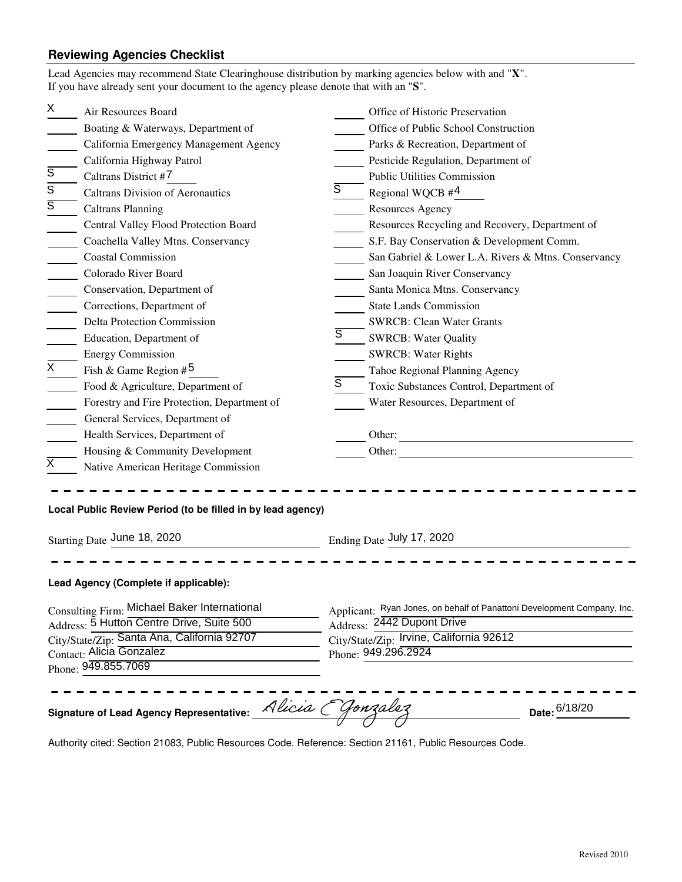## Reviewing Agencies Checklist

Lead Agencies may recommend State Clearinghouse distribution by marking agencies below with and "**X**".
If you have already sent your document to the agency please denote that with an "**S**".

| | | | |
|---|---|---|---|
| X | Air Resources Board | | Office of Historic Preservation |
| | Boating & Waterways, Department of | | Office of Public School Construction |
| | California Emergency Management Agency | | Parks & Recreation, Department of |
| | California Highway Patrol | | Pesticide Regulation, Department of |
| S | Caltrans District # 7 | | Public Utilities Commission |
| S | Caltrans Division of Aeronautics | S | Regional WQCB # 4 |
| S | Caltrans Planning | | Resources Agency |
| | Central Valley Flood Protection Board | | Resources Recycling and Recovery, Department of |
| | Coachella Valley Mtns. Conservancy | | S.F. Bay Conservation & Development Comm. |
| | Coastal Commission | | San Gabriel & Lower L.A. Rivers & Mtns. Conservancy |
| | Colorado River Board | | San Joaquin River Conservancy |
| | Conservation, Department of | | Santa Monica Mtns. Conservancy |
| | Corrections, Department of | | State Lands Commission |
| | Delta Protection Commission | | SWRCB: Clean Water Grants |
| | Education, Department of | S | SWRCB: Water Quality |
| | Energy Commission | | SWRCB: Water Rights |
| X | Fish & Game Region # 5 | | Tahoe Regional Planning Agency |
| | Food & Agriculture, Department of | S | Toxic Substances Control, Department of |
| | Forestry and Fire Protection, Department of | | Water Resources, Department of |
| | General Services, Department of | | |
| | Health Services, Department of | | Other: |
| | Housing & Community Development | | Other: |
| X | Native American Heritage Commission | | |

**Local Public Review Period (to be filled in by lead agency)**

Starting Date June 18, 2020 Ending Date July 17, 2020

**Lead Agency (Complete if applicable):**

Consulting Firm: Michael Baker International
Address: 5 Hutton Centre Drive, Suite 500
City/State/Zip: Santa Ana, California 92707
Contact: Alicia Gonzalez
Phone: 949.855.7069

Applicant: Ryan Jones, on behalf of Panattoni Development Company, Inc.
Address: 2442 Dupont Drive
City/State/Zip: Irvine, California 92612
Phone: 949.296.2924

**Signature of Lead Agency Representative:** *Alicia E Gonzalez* **Date:** 6/18/20

Authority cited: Section 21083, Public Resources Code. Reference: Section 21161, Public Resources Code.

Revised 2010